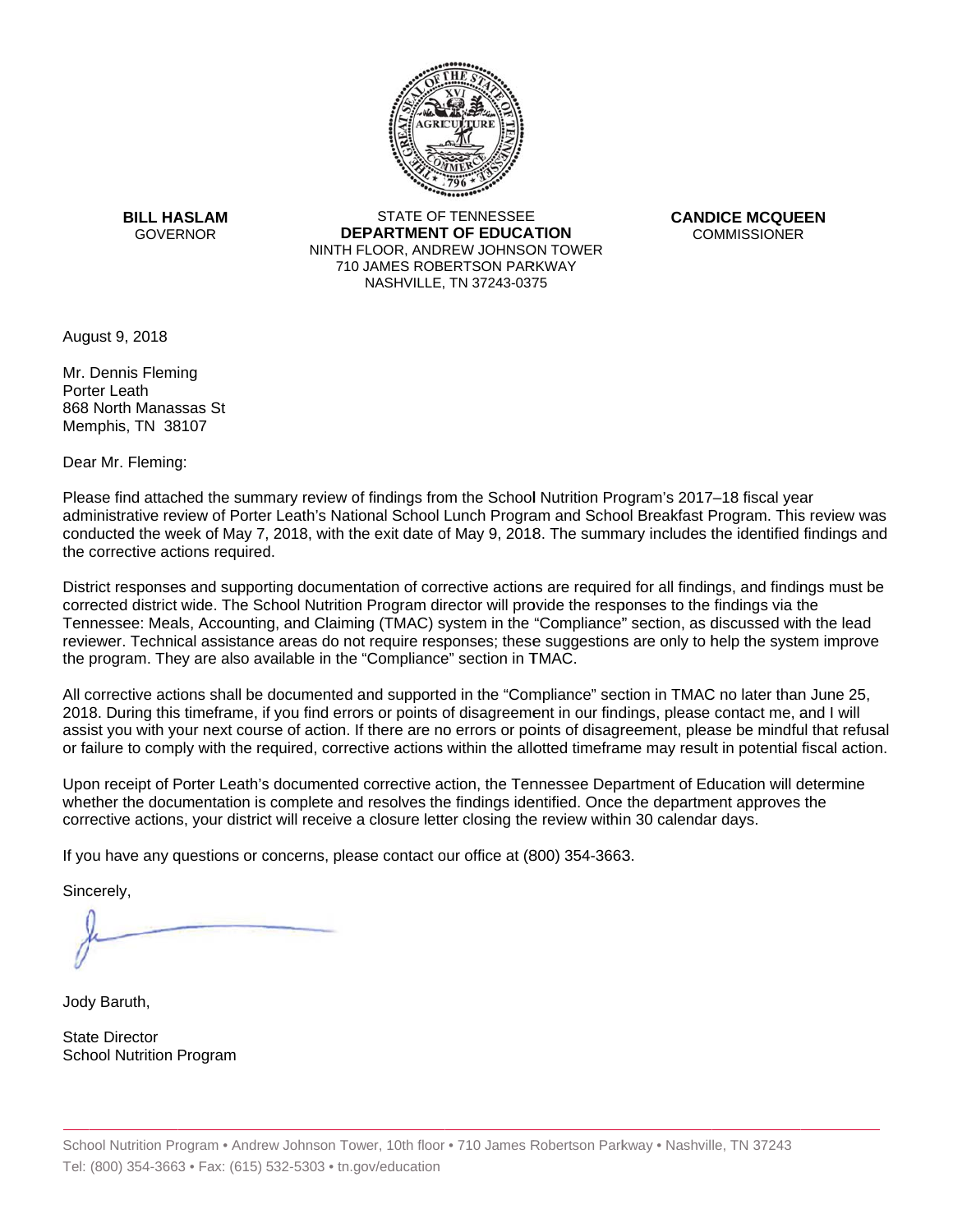**BILL HASLAM**
GOVERNOR

STATE OF TENNESSEE
**DEPARTMENT OF EDUCATION**
NINTH FLOOR, ANDREW JOHNSON TOWER
710 JAMES ROBERTSON PARKWAY
NASHVILLE, TN 37243-0375

**CANDICE MCQUEEN**
COMMISSIONER

August 9, 2018

Mr. Dennis Fleming
Porter Leath
868 North Manassas St
Memphis, TN 38107

Dear Mr. Fleming:

Please find attached the summary review of findings from the School Nutrition Program's 2017–18 fiscal year administrative review of Porter Leath's National School Lunch Program and School Breakfast Program. This review was conducted the week of May 7, 2018, with the exit date of May 9, 2018. The summary includes the identified findings and the corrective actions required.

District responses and supporting documentation of corrective actions are required for all findings, and findings must be corrected district wide. The School Nutrition Program director will provide the responses to the findings via the Tennessee: Meals, Accounting, and Claiming (TMAC) system in the "Compliance" section, as discussed with the lead reviewer. Technical assistance areas do not require responses; these suggestions are only to help the system improve the program. They are also available in the "Compliance" section in TMAC.

All corrective actions shall be documented and supported in the "Compliance" section in TMAC no later than June 25, 2018. During this timeframe, if you find errors or points of disagreement in our findings, please contact me, and I will assist you with your next course of action. If there are no errors or points of disagreement, please be mindful that refusal or failure to comply with the required, corrective actions within the allotted timeframe may result in potential fiscal action.

Upon receipt of Porter Leath's documented corrective action, the Tennessee Department of Education will determine whether the documentation is complete and resolves the findings identified. Once the department approves the corrective actions, your district will receive a closure letter closing the review within 30 calendar days.

If you have any questions or concerns, please contact our office at (800) 354-3663.

Sincerely,

Jody Baruth,

State Director
School Nutrition Program

School Nutrition Program • Andrew Johnson Tower, 10th floor • 710 James Robertson Parkway • Nashville, TN 37243
Tel: (800) 354-3663 • Fax: (615) 532-5303 • tn.gov/education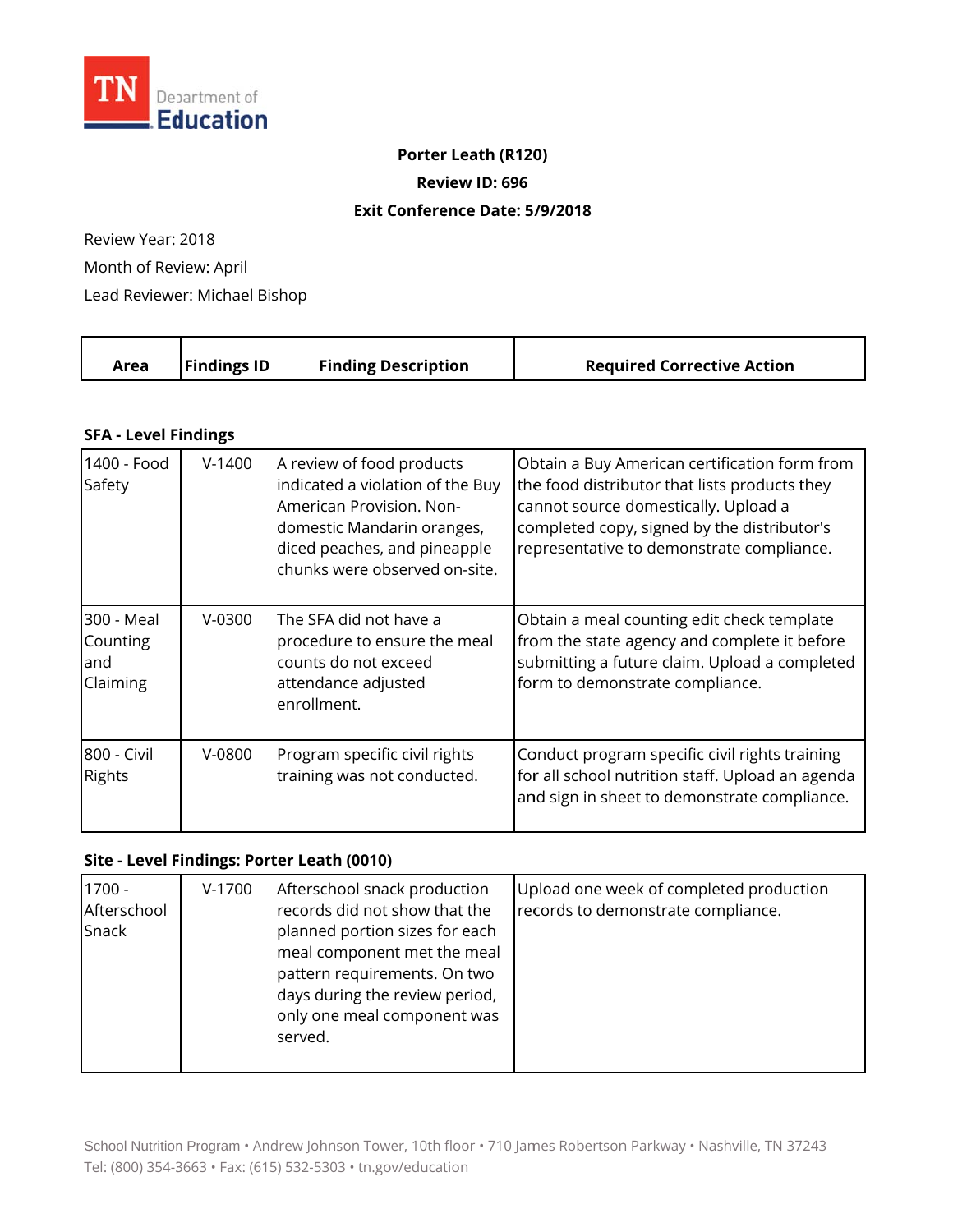TN Department of Education

**Porter Leath (R120)**

**Review ID: 696**

**Exit Conference Date: 5/9/2018**

Review Year: 2018

Month of Review: April

Lead Reviewer: Michael Bishop

| Area | Findings ID | Finding Description | Required Corrective Action |
|---|---|---|---|
| **SFA - Level Findings** | | | |
| 1400 - Food Safety | V-1400 | A review of food products indicated a violation of the Buy American Provision. Non-domestic Mandarin oranges, diced peaches, and pineapple chunks were observed on-site. | Obtain a Buy American certification form from the food distributor that lists products they cannot source domestically. Upload a completed copy, signed by the distributor's representative to demonstrate compliance. |
| 300 - Meal Counting and Claiming | V-0300 | The SFA did not have a procedure to ensure the meal counts do not exceed attendance adjusted enrollment. | Obtain a meal counting edit check template from the state agency and complete it before submitting a future claim. Upload a completed form to demonstrate compliance. |
| 800 - Civil Rights | V-0800 | Program specific civil rights training was not conducted. | Conduct program specific civil rights training for all school nutrition staff. Upload an agenda and sign in sheet to demonstrate compliance. |
| **Site - Level Findings: Porter Leath (0010)** | | | |
| 1700 - Afterschool Snack | V-1700 | Afterschool snack production records did not show that the planned portion sizes for each meal component met the meal pattern requirements. On two days during the review period, only one meal component was served. | Upload one week of completed production records to demonstrate compliance. |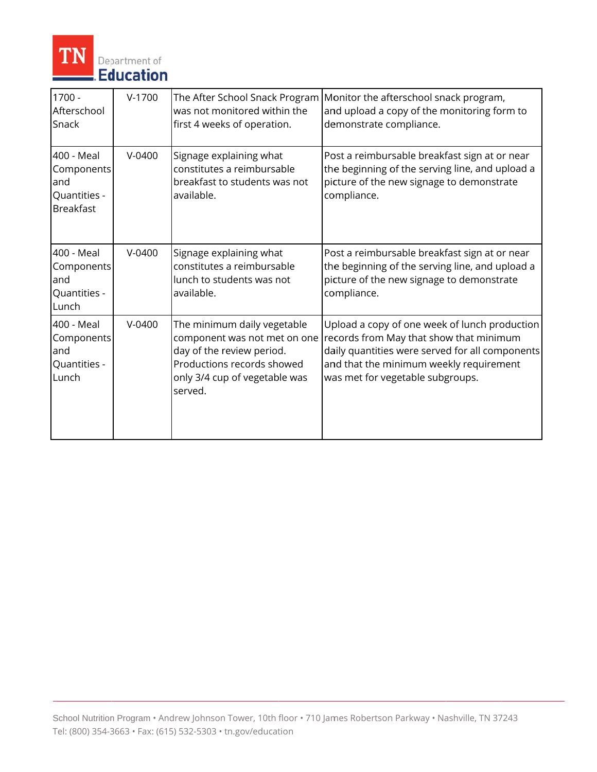| | | | |
|---|---|---|---|
| 1700 - Afterschool Snack | V-1700 | The After School Snack Program was not monitored within the first 4 weeks of operation. | Monitor the afterschool snack program, and upload a copy of the monitoring form to demonstrate compliance. |
| 400 - Meal Components and Quantities - Breakfast | V-0400 | Signage explaining what constitutes a reimbursable breakfast to students was not available. | Post a reimbursable breakfast sign at or near the beginning of the serving line, and upload a picture of the new signage to demonstrate compliance. |
| 400 - Meal Components and Quantities - Lunch | V-0400 | Signage explaining what constitutes a reimbursable lunch to students was not available. | Post a reimbursable breakfast sign at or near the beginning of the serving line, and upload a picture of the new signage to demonstrate compliance. |
| 400 - Meal Components and Quantities - Lunch | V-0400 | The minimum daily vegetable component was not met on one day of the review period. Productions records showed only 3/4 cup of vegetable was served. | Upload a copy of one week of lunch production records from May that show that minimum daily quantities were served for all components and that the minimum weekly requirement was met for vegetable subgroups. |